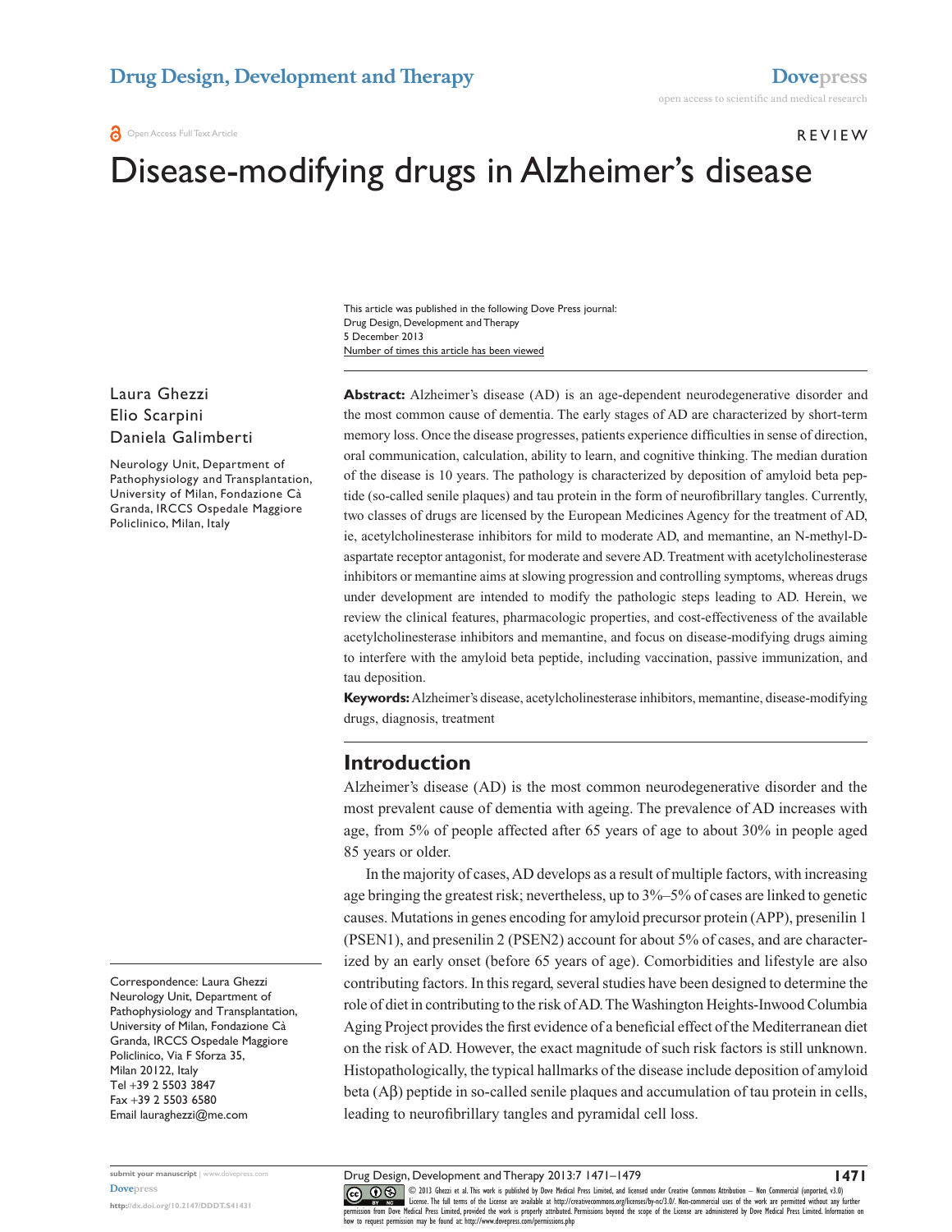REVIEW

# Disease-modifying drugs in Alzheimer's disease

This article was published in the following Dove Press journal:
Drug Design, Development and Therapy
5 December 2013
Number of times this article has been viewed

Laura Ghezzi
Elio Scarpini
Daniela Galimberti

Neurology Unit, Department of Pathophysiology and Transplantation, University of Milan, Fondazione Cà Granda, IRCCS Ospedale Maggiore Policlinico, Milan, Italy

Correspondence: Laura Ghezzi
Neurology Unit, Department of Pathophysiology and Transplantation, University of Milan, Fondazione Cà Granda, IRCCS Ospedale Maggiore Policlinico, Via F Sforza 35, Milan 20122, Italy
Tel +39 2 5503 3847
Fax +39 2 5503 6580
Email lauraghezzi@me.com

**Abstract:** Alzheimer's disease (AD) is an age-dependent neurodegenerative disorder and the most common cause of dementia. The early stages of AD are characterized by short-term memory loss. Once the disease progresses, patients experience difficulties in sense of direction, oral communication, calculation, ability to learn, and cognitive thinking. The median duration of the disease is 10 years. The pathology is characterized by deposition of amyloid beta peptide (so-called senile plaques) and tau protein in the form of neurofibrillary tangles. Currently, two classes of drugs are licensed by the European Medicines Agency for the treatment of AD, ie, acetylcholinesterase inhibitors for mild to moderate AD, and memantine, an N-methyl-D-aspartate receptor antagonist, for moderate and severe AD. Treatment with acetylcholinesterase inhibitors or memantine aims at slowing progression and controlling symptoms, whereas drugs under development are intended to modify the pathologic steps leading to AD. Herein, we review the clinical features, pharmacologic properties, and cost-effectiveness of the available acetylcholinesterase inhibitors and memantine, and focus on disease-modifying drugs aiming to interfere with the amyloid beta peptide, including vaccination, passive immunization, and tau deposition.

**Keywords:** Alzheimer's disease, acetylcholinesterase inhibitors, memantine, disease-modifying drugs, diagnosis, treatment

## Introduction

Alzheimer's disease (AD) is the most common neurodegenerative disorder and the most prevalent cause of dementia with ageing. The prevalence of AD increases with age, from 5% of people affected after 65 years of age to about 30% in people aged 85 years or older.

In the majority of cases, AD develops as a result of multiple factors, with increasing age bringing the greatest risk; nevertheless, up to 3%–5% of cases are linked to genetic causes. Mutations in genes encoding for amyloid precursor protein (APP), presenilin 1 (PSEN1), and presenilin 2 (PSEN2) account for about 5% of cases, and are characterized by an early onset (before 65 years of age). Comorbidities and lifestyle are also contributing factors. In this regard, several studies have been designed to determine the role of diet in contributing to the risk of AD. The Washington Heights-Inwood Columbia Aging Project provides the first evidence of a beneficial effect of the Mediterranean diet on the risk of AD. However, the exact magnitude of such risk factors is still unknown. Histopathologically, the typical hallmarks of the disease include deposition of amyloid beta (Aβ) peptide in so-called senile plaques and accumulation of tau protein in cells, leading to neurofibrillary tangles and pyramidal cell loss.

© 2013 Ghezzi et al. This work is published by Dove Medical Press Limited, and licensed under Creative Commons Attribution – Non Commercial (unported, v3.0) License. The full terms of the License are available at http://creativecommons.org/licenses/by-nc/3.0/. Non-commercial uses of the work are permitted without any further permission from Dove Medical Press Limited, provided the work is properly attributed. Permissions beyond the scope of the License are administered by Dove Medical Press Limited. Information on how to request permission may be found at: http://www.dovepress.com/permissions.php

http://dx.doi.org/10.2147/DDDT.S41431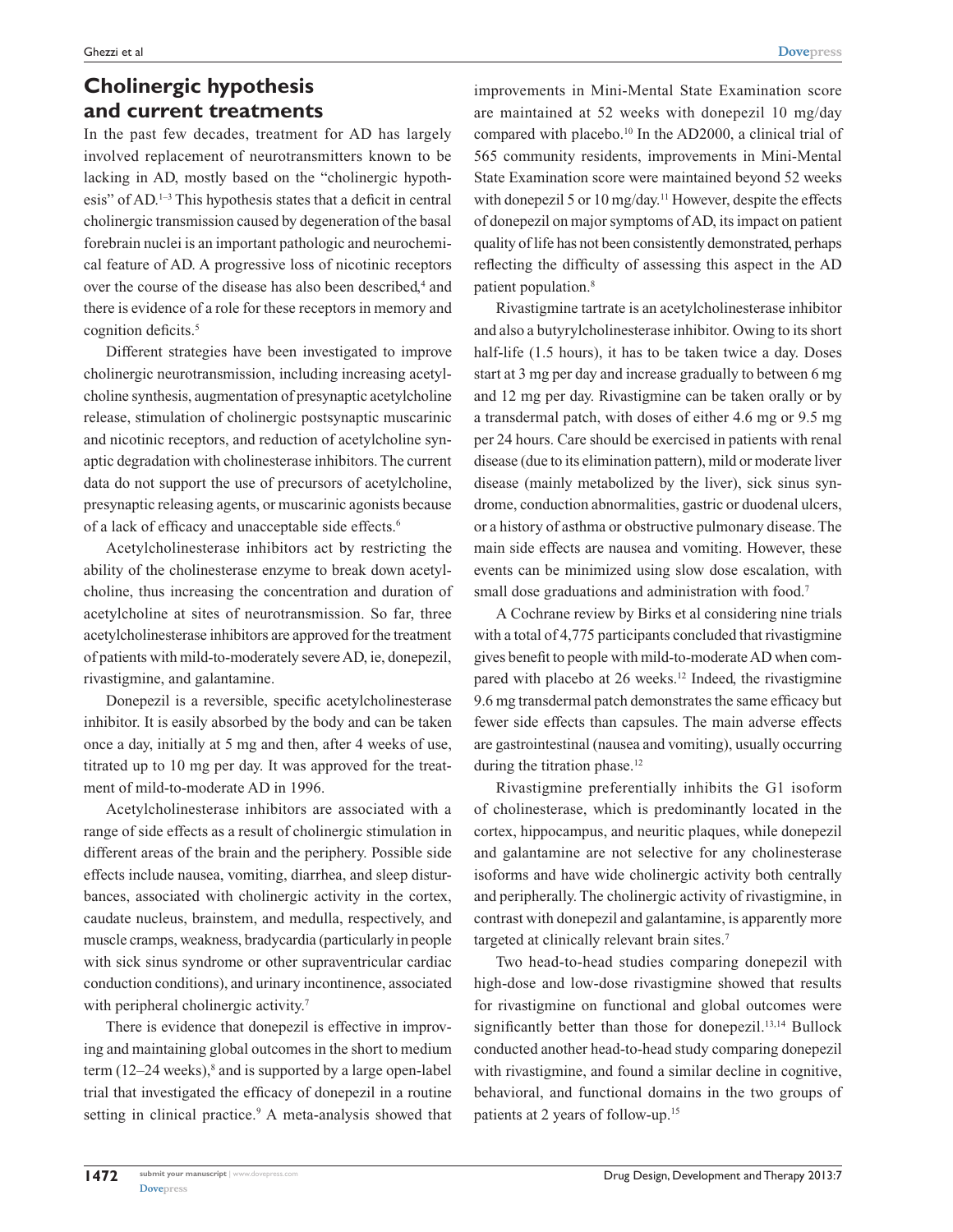## Cholinergic hypothesis and current treatments

In the past few decades, treatment for AD has largely involved replacement of neurotransmitters known to be lacking in AD, mostly based on the "cholinergic hypothesis" of AD.[1–3] This hypothesis states that a deficit in central cholinergic transmission caused by degeneration of the basal forebrain nuclei is an important pathologic and neurochemical feature of AD. A progressive loss of nicotinic receptors over the course of the disease has also been described,[4] and there is evidence of a role for these receptors in memory and cognition deficits.[5]

Different strategies have been investigated to improve cholinergic neurotransmission, including increasing acetylcholine synthesis, augmentation of presynaptic acetylcholine release, stimulation of cholinergic postsynaptic muscarinic and nicotinic receptors, and reduction of acetylcholine synaptic degradation with cholinesterase inhibitors. The current data do not support the use of precursors of acetylcholine, presynaptic releasing agents, or muscarinic agonists because of a lack of efficacy and unacceptable side effects.[6]

Acetylcholinesterase inhibitors act by restricting the ability of the cholinesterase enzyme to break down acetylcholine, thus increasing the concentration and duration of acetylcholine at sites of neurotransmission. So far, three acetylcholinesterase inhibitors are approved for the treatment of patients with mild-to-moderately severe AD, ie, donepezil, rivastigmine, and galantamine.

Donepezil is a reversible, specific acetylcholinesterase inhibitor. It is easily absorbed by the body and can be taken once a day, initially at 5 mg and then, after 4 weeks of use, titrated up to 10 mg per day. It was approved for the treatment of mild-to-moderate AD in 1996.

Acetylcholinesterase inhibitors are associated with a range of side effects as a result of cholinergic stimulation in different areas of the brain and the periphery. Possible side effects include nausea, vomiting, diarrhea, and sleep disturbances, associated with cholinergic activity in the cortex, caudate nucleus, brainstem, and medulla, respectively, and muscle cramps, weakness, bradycardia (particularly in people with sick sinus syndrome or other supraventricular cardiac conduction conditions), and urinary incontinence, associated with peripheral cholinergic activity.[7]

There is evidence that donepezil is effective in improving and maintaining global outcomes in the short to medium term (12–24 weeks),[8] and is supported by a large open-label trial that investigated the efficacy of donepezil in a routine setting in clinical practice.[9] A meta-analysis showed that improvements in Mini-Mental State Examination score are maintained at 52 weeks with donepezil 10 mg/day compared with placebo.[10] In the AD2000, a clinical trial of 565 community residents, improvements in Mini-Mental State Examination score were maintained beyond 52 weeks with donepezil 5 or 10 mg/day.[11] However, despite the effects of donepezil on major symptoms of AD, its impact on patient quality of life has not been consistently demonstrated, perhaps reflecting the difficulty of assessing this aspect in the AD patient population.[8]

Rivastigmine tartrate is an acetylcholinesterase inhibitor and also a butyrylcholinesterase inhibitor. Owing to its short half-life (1.5 hours), it has to be taken twice a day. Doses start at 3 mg per day and increase gradually to between 6 mg and 12 mg per day. Rivastigmine can be taken orally or by a transdermal patch, with doses of either 4.6 mg or 9.5 mg per 24 hours. Care should be exercised in patients with renal disease (due to its elimination pattern), mild or moderate liver disease (mainly metabolized by the liver), sick sinus syndrome, conduction abnormalities, gastric or duodenal ulcers, or a history of asthma or obstructive pulmonary disease. The main side effects are nausea and vomiting. However, these events can be minimized using slow dose escalation, with small dose graduations and administration with food.[7]

A Cochrane review by Birks et al considering nine trials with a total of 4,775 participants concluded that rivastigmine gives benefit to people with mild-to-moderate AD when compared with placebo at 26 weeks.[12] Indeed, the rivastigmine 9.6 mg transdermal patch demonstrates the same efficacy but fewer side effects than capsules. The main adverse effects are gastrointestinal (nausea and vomiting), usually occurring during the titration phase.[12]

Rivastigmine preferentially inhibits the G1 isoform of cholinesterase, which is predominantly located in the cortex, hippocampus, and neuritic plaques, while donepezil and galantamine are not selective for any cholinesterase isoforms and have wide cholinergic activity both centrally and peripherally. The cholinergic activity of rivastigmine, in contrast with donepezil and galantamine, is apparently more targeted at clinically relevant brain sites.[7]

Two head-to-head studies comparing donepezil with high-dose and low-dose rivastigmine showed that results for rivastigmine on functional and global outcomes were significantly better than those for donepezil.[13,14] Bullock conducted another head-to-head study comparing donepezil with rivastigmine, and found a similar decline in cognitive, behavioral, and functional domains in the two groups of patients at 2 years of follow-up.[15]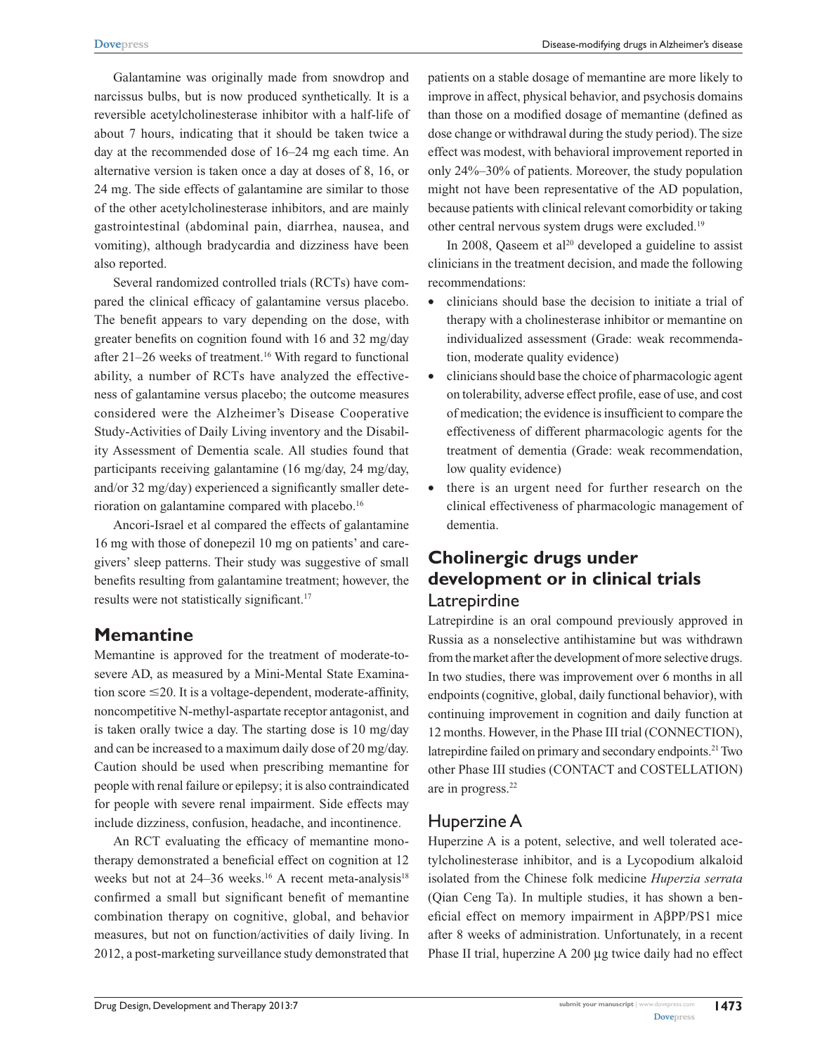Galantamine was originally made from snowdrop and narcissus bulbs, but is now produced synthetically. It is a reversible acetylcholinesterase inhibitor with a half-life of about 7 hours, indicating that it should be taken twice a day at the recommended dose of 16–24 mg each time. An alternative version is taken once a day at doses of 8, 16, or 24 mg. The side effects of galantamine are similar to those of the other acetylcholinesterase inhibitors, and are mainly gastrointestinal (abdominal pain, diarrhea, nausea, and vomiting), although bradycardia and dizziness have been also reported.

Several randomized controlled trials (RCTs) have compared the clinical efficacy of galantamine versus placebo. The benefit appears to vary depending on the dose, with greater benefits on cognition found with 16 and 32 mg/day after 21–26 weeks of treatment.[16] With regard to functional ability, a number of RCTs have analyzed the effectiveness of galantamine versus placebo; the outcome measures considered were the Alzheimer's Disease Cooperative Study-Activities of Daily Living inventory and the Disability Assessment of Dementia scale. All studies found that participants receiving galantamine (16 mg/day, 24 mg/day, and/or 32 mg/day) experienced a significantly smaller deterioration on galantamine compared with placebo.[16]

Ancori-Israel et al compared the effects of galantamine 16 mg with those of donepezil 10 mg on patients' and caregivers' sleep patterns. Their study was suggestive of small benefits resulting from galantamine treatment; however, the results were not statistically significant.[17]

## Memantine

Memantine is approved for the treatment of moderate-to-severe AD, as measured by a Mini-Mental State Examination score ≤20. It is a voltage-dependent, moderate-affinity, noncompetitive N-methyl-aspartate receptor antagonist, and is taken orally twice a day. The starting dose is 10 mg/day and can be increased to a maximum daily dose of 20 mg/day. Caution should be used when prescribing memantine for people with renal failure or epilepsy; it is also contraindicated for people with severe renal impairment. Side effects may include dizziness, confusion, headache, and incontinence.

An RCT evaluating the efficacy of memantine monotherapy demonstrated a beneficial effect on cognition at 12 weeks but not at 24–36 weeks.[16] A recent meta-analysis[18] confirmed a small but significant benefit of memantine combination therapy on cognitive, global, and behavior measures, but not on function/activities of daily living. In 2012, a post-marketing surveillance study demonstrated that patients on a stable dosage of memantine are more likely to improve in affect, physical behavior, and psychosis domains than those on a modified dosage of memantine (defined as dose change or withdrawal during the study period). The size effect was modest, with behavioral improvement reported in only 24%–30% of patients. Moreover, the study population might not have been representative of the AD population, because patients with clinical relevant comorbidity or taking other central nervous system drugs were excluded.[19]

In 2008, Qaseem et al[20] developed a guideline to assist clinicians in the treatment decision, and made the following recommendations:

- clinicians should base the decision to initiate a trial of therapy with a cholinesterase inhibitor or memantine on individualized assessment (Grade: weak recommendation, moderate quality evidence)
- clinicians should base the choice of pharmacologic agent on tolerability, adverse effect profile, ease of use, and cost of medication; the evidence is insufficient to compare the effectiveness of different pharmacologic agents for the treatment of dementia (Grade: weak recommendation, low quality evidence)
- there is an urgent need for further research on the clinical effectiveness of pharmacologic management of dementia.

## Cholinergic drugs under development or in clinical trials

### Latrepirdine

Latrepirdine is an oral compound previously approved in Russia as a nonselective antihistamine but was withdrawn from the market after the development of more selective drugs. In two studies, there was improvement over 6 months in all endpoints (cognitive, global, daily functional behavior), with continuing improvement in cognition and daily function at 12 months. However, in the Phase III trial (CONNECTION), latrepirdine failed on primary and secondary endpoints.[21] Two other Phase III studies (CONTACT and COSTELLATION) are in progress.[22]

### Huperzine A

Huperzine A is a potent, selective, and well tolerated acetylcholinesterase inhibitor, and is a Lycopodium alkaloid isolated from the Chinese folk medicine *Huperzia serrata* (Qian Ceng Ta). In multiple studies, it has shown a beneficial effect on memory impairment in AβPP/PS1 mice after 8 weeks of administration. Unfortunately, in a recent Phase II trial, huperzine A 200 μg twice daily had no effect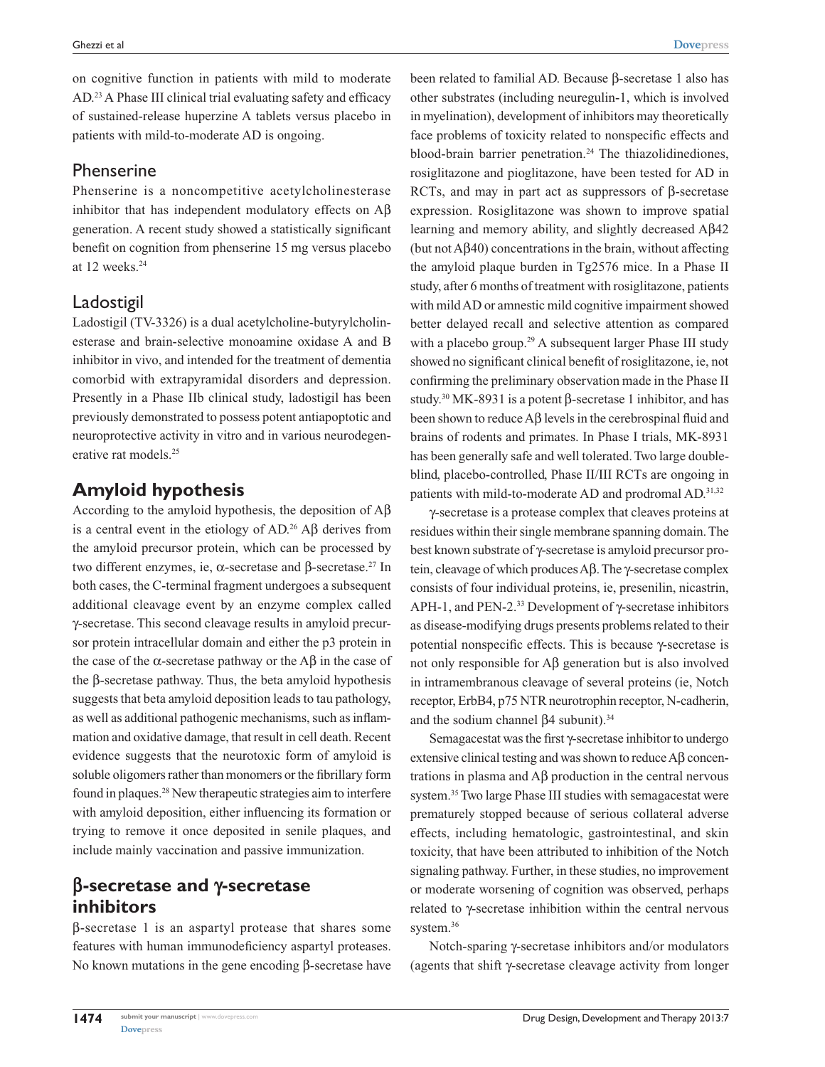on cognitive function in patients with mild to moderate AD.[23] A Phase III clinical trial evaluating safety and efficacy of sustained-release huperzine A tablets versus placebo in patients with mild-to-moderate AD is ongoing.

### Phenserine

Phenserine is a noncompetitive acetylcholinesterase inhibitor that has independent modulatory effects on Aβ generation. A recent study showed a statistically significant benefit on cognition from phenserine 15 mg versus placebo at 12 weeks.[24]

### Ladostigil

Ladostigil (TV-3326) is a dual acetylcholine-butyrylcholinesterase and brain-selective monoamine oxidase A and B inhibitor in vivo, and intended for the treatment of dementia comorbid with extrapyramidal disorders and depression. Presently in a Phase IIb clinical study, ladostigil has been previously demonstrated to possess potent antiapoptotic and neuroprotective activity in vitro and in various neurodegenerative rat models.[25]

## Amyloid hypothesis

According to the amyloid hypothesis, the deposition of Aβ is a central event in the etiology of AD.[26] Aβ derives from the amyloid precursor protein, which can be processed by two different enzymes, ie, α-secretase and β-secretase.[27] In both cases, the C-terminal fragment undergoes a subsequent additional cleavage event by an enzyme complex called γ-secretase. This second cleavage results in amyloid precursor protein intracellular domain and either the p3 protein in the case of the α-secretase pathway or the Aβ in the case of the β-secretase pathway. Thus, the beta amyloid hypothesis suggests that beta amyloid deposition leads to tau pathology, as well as additional pathogenic mechanisms, such as inflammation and oxidative damage, that result in cell death. Recent evidence suggests that the neurotoxic form of amyloid is soluble oligomers rather than monomers or the fibrillary form found in plaques.[28] New therapeutic strategies aim to interfere with amyloid deposition, either influencing its formation or trying to remove it once deposited in senile plaques, and include mainly vaccination and passive immunization.

## β-secretase and γ-secretase inhibitors

β-secretase 1 is an aspartyl protease that shares some features with human immunodeficiency aspartyl proteases. No known mutations in the gene encoding β-secretase have been related to familial AD. Because β-secretase 1 also has other substrates (including neuregulin-1, which is involved in myelination), development of inhibitors may theoretically face problems of toxicity related to nonspecific effects and blood-brain barrier penetration.[24] The thiazolidinediones, rosiglitazone and pioglitazone, have been tested for AD in RCTs, and may in part act as suppressors of β-secretase expression. Rosiglitazone was shown to improve spatial learning and memory ability, and slightly decreased Aβ42 (but not Aβ40) concentrations in the brain, without affecting the amyloid plaque burden in Tg2576 mice. In a Phase II study, after 6 months of treatment with rosiglitazone, patients with mild AD or amnestic mild cognitive impairment showed better delayed recall and selective attention as compared with a placebo group.[29] A subsequent larger Phase III study showed no significant clinical benefit of rosiglitazone, ie, not confirming the preliminary observation made in the Phase II study.[30] MK-8931 is a potent β-secretase 1 inhibitor, and has been shown to reduce Aβ levels in the cerebrospinal fluid and brains of rodents and primates. In Phase I trials, MK-8931 has been generally safe and well tolerated. Two large double-blind, placebo-controlled, Phase II/III RCTs are ongoing in patients with mild-to-moderate AD and prodromal AD.[31,32]

γ-secretase is a protease complex that cleaves proteins at residues within their single membrane spanning domain. The best known substrate of γ-secretase is amyloid precursor protein, cleavage of which produces Aβ. The γ-secretase complex consists of four individual proteins, ie, presenilin, nicastrin, APH-1, and PEN-2.[33] Development of γ-secretase inhibitors as disease-modifying drugs presents problems related to their potential nonspecific effects. This is because γ-secretase is not only responsible for Aβ generation but is also involved in intramembranous cleavage of several proteins (ie, Notch receptor, ErbB4, p75 NTR neurotrophin receptor, N-cadherin, and the sodium channel β4 subunit).[34]

Semagacestat was the first γ-secretase inhibitor to undergo extensive clinical testing and was shown to reduce Aβ concentrations in plasma and Aβ production in the central nervous system.[35] Two large Phase III studies with semagacestat were prematurely stopped because of serious collateral adverse effects, including hematologic, gastrointestinal, and skin toxicity, that have been attributed to inhibition of the Notch signaling pathway. Further, in these studies, no improvement or moderate worsening of cognition was observed, perhaps related to γ-secretase inhibition within the central nervous system.[36]

Notch-sparing γ-secretase inhibitors and/or modulators (agents that shift γ-secretase cleavage activity from longer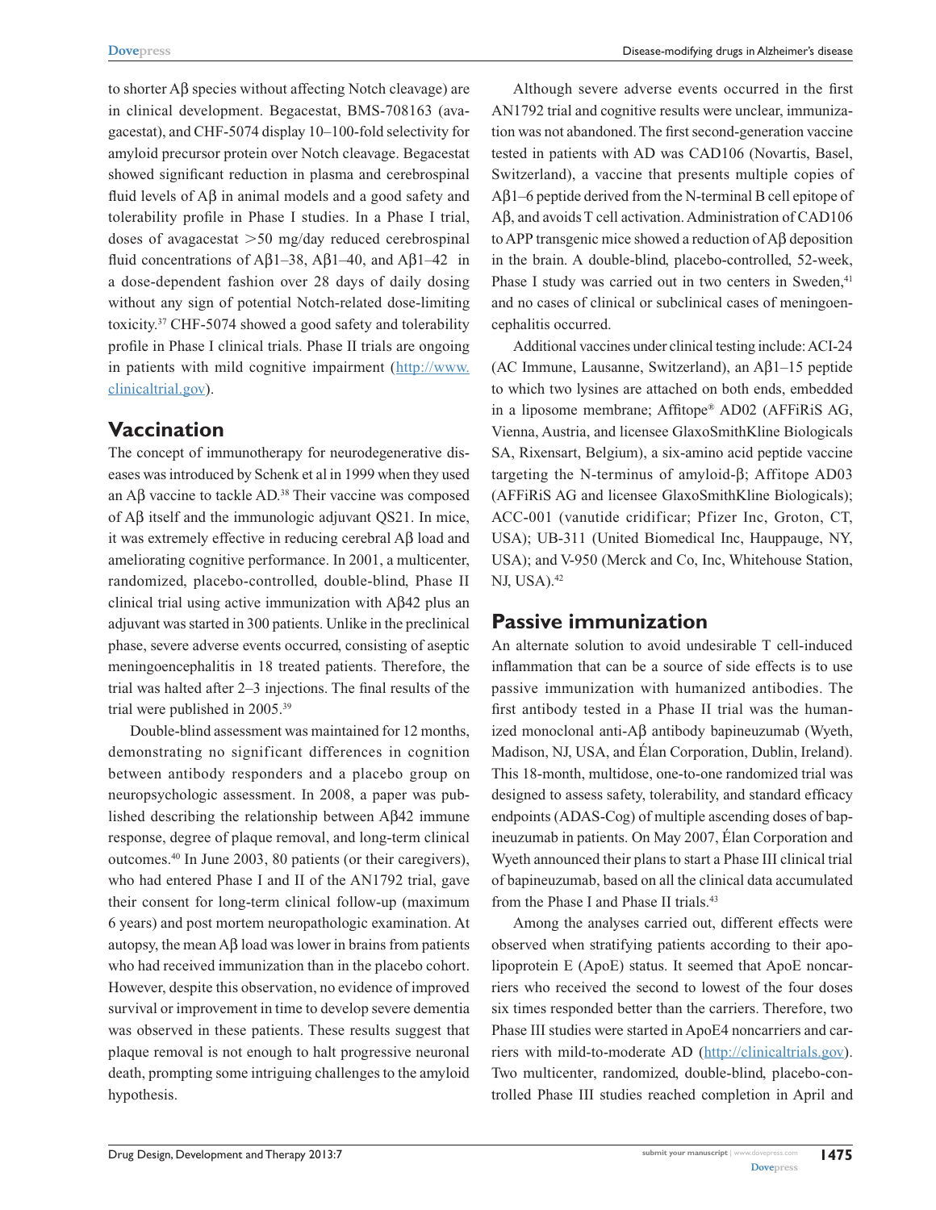to shorter Aβ species without affecting Notch cleavage) are in clinical development. Begacestat, BMS-708163 (avagacestat), and CHF-5074 display 10–100-fold selectivity for amyloid precursor protein over Notch cleavage. Begacestat showed significant reduction in plasma and cerebrospinal fluid levels of Aβ in animal models and a good safety and tolerability profile in Phase I studies. In a Phase I trial, doses of avagacestat >50 mg/day reduced cerebrospinal fluid concentrations of Aβ1–38, Aβ1–40, and Aβ1–42 in a dose-dependent fashion over 28 days of daily dosing without any sign of potential Notch-related dose-limiting toxicity.[37] CHF-5074 showed a good safety and tolerability profile in Phase I clinical trials. Phase II trials are ongoing in patients with mild cognitive impairment (http://www.clinicaltrial.gov).

## Vaccination

The concept of immunotherapy for neurodegenerative diseases was introduced by Schenk et al in 1999 when they used an Aβ vaccine to tackle AD.[38] Their vaccine was composed of Aβ itself and the immunologic adjuvant QS21. In mice, it was extremely effective in reducing cerebral Aβ load and ameliorating cognitive performance. In 2001, a multicenter, randomized, placebo-controlled, double-blind, Phase II clinical trial using active immunization with Aβ42 plus an adjuvant was started in 300 patients. Unlike in the preclinical phase, severe adverse events occurred, consisting of aseptic meningoencephalitis in 18 treated patients. Therefore, the trial was halted after 2–3 injections. The final results of the trial were published in 2005.[39]

Double-blind assessment was maintained for 12 months, demonstrating no significant differences in cognition between antibody responders and a placebo group on neuropsychologic assessment. In 2008, a paper was published describing the relationship between Aβ42 immune response, degree of plaque removal, and long-term clinical outcomes.[40] In June 2003, 80 patients (or their caregivers), who had entered Phase I and II of the AN1792 trial, gave their consent for long-term clinical follow-up (maximum 6 years) and post mortem neuropathologic examination. At autopsy, the mean Aβ load was lower in brains from patients who had received immunization than in the placebo cohort. However, despite this observation, no evidence of improved survival or improvement in time to develop severe dementia was observed in these patients. These results suggest that plaque removal is not enough to halt progressive neuronal death, prompting some intriguing challenges to the amyloid hypothesis.

Although severe adverse events occurred in the first AN1792 trial and cognitive results were unclear, immunization was not abandoned. The first second-generation vaccine tested in patients with AD was CAD106 (Novartis, Basel, Switzerland), a vaccine that presents multiple copies of Aβ1–6 peptide derived from the N-terminal B cell epitope of Aβ, and avoids T cell activation. Administration of CAD106 to APP transgenic mice showed a reduction of Aβ deposition in the brain. A double-blind, placebo-controlled, 52-week, Phase I study was carried out in two centers in Sweden,[41] and no cases of clinical or subclinical cases of meningoencephalitis occurred.

Additional vaccines under clinical testing include: ACI-24 (AC Immune, Lausanne, Switzerland), an Aβ1–15 peptide to which two lysines are attached on both ends, embedded in a liposome membrane; Affitope® AD02 (AFFiRiS AG, Vienna, Austria, and licensee GlaxoSmithKline Biologicals SA, Rixensart, Belgium), a six-amino acid peptide vaccine targeting the N-terminus of amyloid-β; Affitope AD03 (AFFiRiS AG and licensee GlaxoSmithKline Biologicals); ACC-001 (vanutide cridificar; Pfizer Inc, Groton, CT, USA); UB-311 (United Biomedical Inc, Hauppauge, NY, USA); and V-950 (Merck and Co, Inc, Whitehouse Station, NJ, USA).[42]

## Passive immunization

An alternate solution to avoid undesirable T cell-induced inflammation that can be a source of side effects is to use passive immunization with humanized antibodies. The first antibody tested in a Phase II trial was the humanized monoclonal anti-Aβ antibody bapineuzumab (Wyeth, Madison, NJ, USA, and Élan Corporation, Dublin, Ireland). This 18-month, multidose, one-to-one randomized trial was designed to assess safety, tolerability, and standard efficacy endpoints (ADAS-Cog) of multiple ascending doses of bapineuzumab in patients. On May 2007, Élan Corporation and Wyeth announced their plans to start a Phase III clinical trial of bapineuzumab, based on all the clinical data accumulated from the Phase I and Phase II trials.[43]

Among the analyses carried out, different effects were observed when stratifying patients according to their apolipoprotein E (ApoE) status. It seemed that ApoE noncarriers who received the second to lowest of the four doses six times responded better than the carriers. Therefore, two Phase III studies were started in ApoE4 noncarriers and carriers with mild-to-moderate AD (http://clinicaltrials.gov). Two multicenter, randomized, double-blind, placebo-controlled Phase III studies reached completion in April and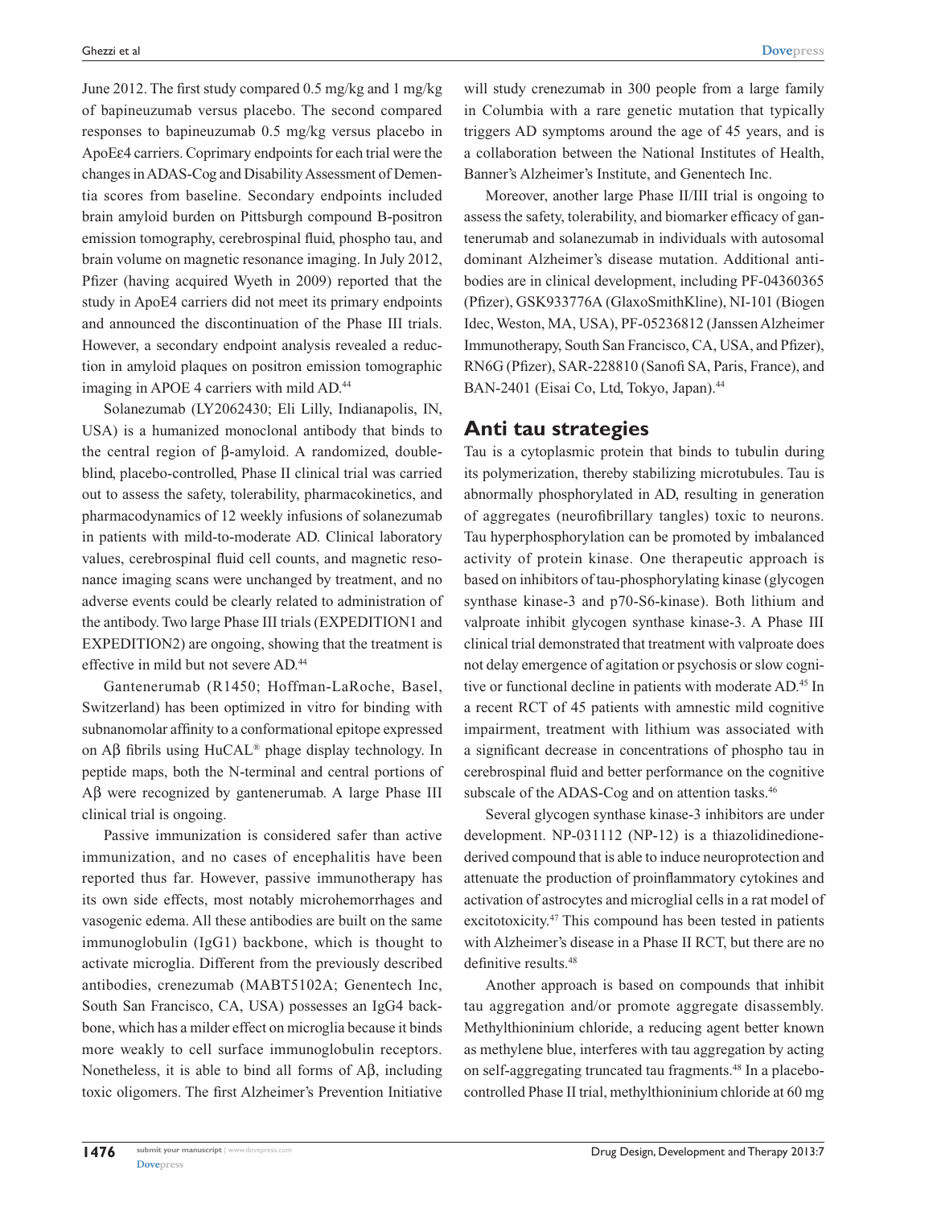June 2012. The first study compared 0.5 mg/kg and 1 mg/kg of bapineuzumab versus placebo. The second compared responses to bapineuzumab 0.5 mg/kg versus placebo in ApoEε4 carriers. Coprimary endpoints for each trial were the changes in ADAS-Cog and Disability Assessment of Dementia scores from baseline. Secondary endpoints included brain amyloid burden on Pittsburgh compound B-positron emission tomography, cerebrospinal fluid, phospho tau, and brain volume on magnetic resonance imaging. In July 2012, Pfizer (having acquired Wyeth in 2009) reported that the study in ApoE4 carriers did not meet its primary endpoints and announced the discontinuation of the Phase III trials. However, a secondary endpoint analysis revealed a reduction in amyloid plaques on positron emission tomographic imaging in APOE 4 carriers with mild AD.[44]

Solanezumab (LY2062430; Eli Lilly, Indianapolis, IN, USA) is a humanized monoclonal antibody that binds to the central region of β-amyloid. A randomized, double-blind, placebo-controlled, Phase II clinical trial was carried out to assess the safety, tolerability, pharmacokinetics, and pharmacodynamics of 12 weekly infusions of solanezumab in patients with mild-to-moderate AD. Clinical laboratory values, cerebrospinal fluid cell counts, and magnetic resonance imaging scans were unchanged by treatment, and no adverse events could be clearly related to administration of the antibody. Two large Phase III trials (EXPEDITION1 and EXPEDITION2) are ongoing, showing that the treatment is effective in mild but not severe AD.[44]

Gantenerumab (R1450; Hoffman-LaRoche, Basel, Switzerland) has been optimized in vitro for binding with subnanomolar affinity to a conformational epitope expressed on Aβ fibrils using HuCAL® phage display technology. In peptide maps, both the N-terminal and central portions of Aβ were recognized by gantenerumab. A large Phase III clinical trial is ongoing.

Passive immunization is considered safer than active immunization, and no cases of encephalitis have been reported thus far. However, passive immunotherapy has its own side effects, most notably microhemorrhages and vasogenic edema. All these antibodies are built on the same immunoglobulin (IgG1) backbone, which is thought to activate microglia. Different from the previously described antibodies, crenezumab (MABT5102A; Genentech Inc, South San Francisco, CA, USA) possesses an IgG4 backbone, which has a milder effect on microglia because it binds more weakly to cell surface immunoglobulin receptors. Nonetheless, it is able to bind all forms of Aβ, including toxic oligomers. The first Alzheimer's Prevention Initiative will study crenezumab in 300 people from a large family in Columbia with a rare genetic mutation that typically triggers AD symptoms around the age of 45 years, and is a collaboration between the National Institutes of Health, Banner's Alzheimer's Institute, and Genentech Inc.

Moreover, another large Phase II/III trial is ongoing to assess the safety, tolerability, and biomarker efficacy of gantenerumab and solanezumab in individuals with autosomal dominant Alzheimer's disease mutation. Additional antibodies are in clinical development, including PF-04360365 (Pfizer), GSK933776A (GlaxoSmithKline), NI-101 (Biogen Idec, Weston, MA, USA), PF-05236812 (Janssen Alzheimer Immunotherapy, South San Francisco, CA, USA, and Pfizer), RN6G (Pfizer), SAR-228810 (Sanofi SA, Paris, France), and BAN-2401 (Eisai Co, Ltd, Tokyo, Japan).[44]

## Anti tau strategies

Tau is a cytoplasmic protein that binds to tubulin during its polymerization, thereby stabilizing microtubules. Tau is abnormally phosphorylated in AD, resulting in generation of aggregates (neurofibrillary tangles) toxic to neurons. Tau hyperphosphorylation can be promoted by imbalanced activity of protein kinase. One therapeutic approach is based on inhibitors of tau-phosphorylating kinase (glycogen synthase kinase-3 and p70-S6-kinase). Both lithium and valproate inhibit glycogen synthase kinase-3. A Phase III clinical trial demonstrated that treatment with valproate does not delay emergence of agitation or psychosis or slow cognitive or functional decline in patients with moderate AD.[45] In a recent RCT of 45 patients with amnestic mild cognitive impairment, treatment with lithium was associated with a significant decrease in concentrations of phospho tau in cerebrospinal fluid and better performance on the cognitive subscale of the ADAS-Cog and on attention tasks.[46]

Several glycogen synthase kinase-3 inhibitors are under development. NP-031112 (NP-12) is a thiazolidinedione-derived compound that is able to induce neuroprotection and attenuate the production of proinflammatory cytokines and activation of astrocytes and microglial cells in a rat model of excitotoxicity.[47] This compound has been tested in patients with Alzheimer's disease in a Phase II RCT, but there are no definitive results.[48]

Another approach is based on compounds that inhibit tau aggregation and/or promote aggregate disassembly. Methylthioninium chloride, a reducing agent better known as methylene blue, interferes with tau aggregation by acting on self-aggregating truncated tau fragments.[48] In a placebo-controlled Phase II trial, methylthioninium chloride at 60 mg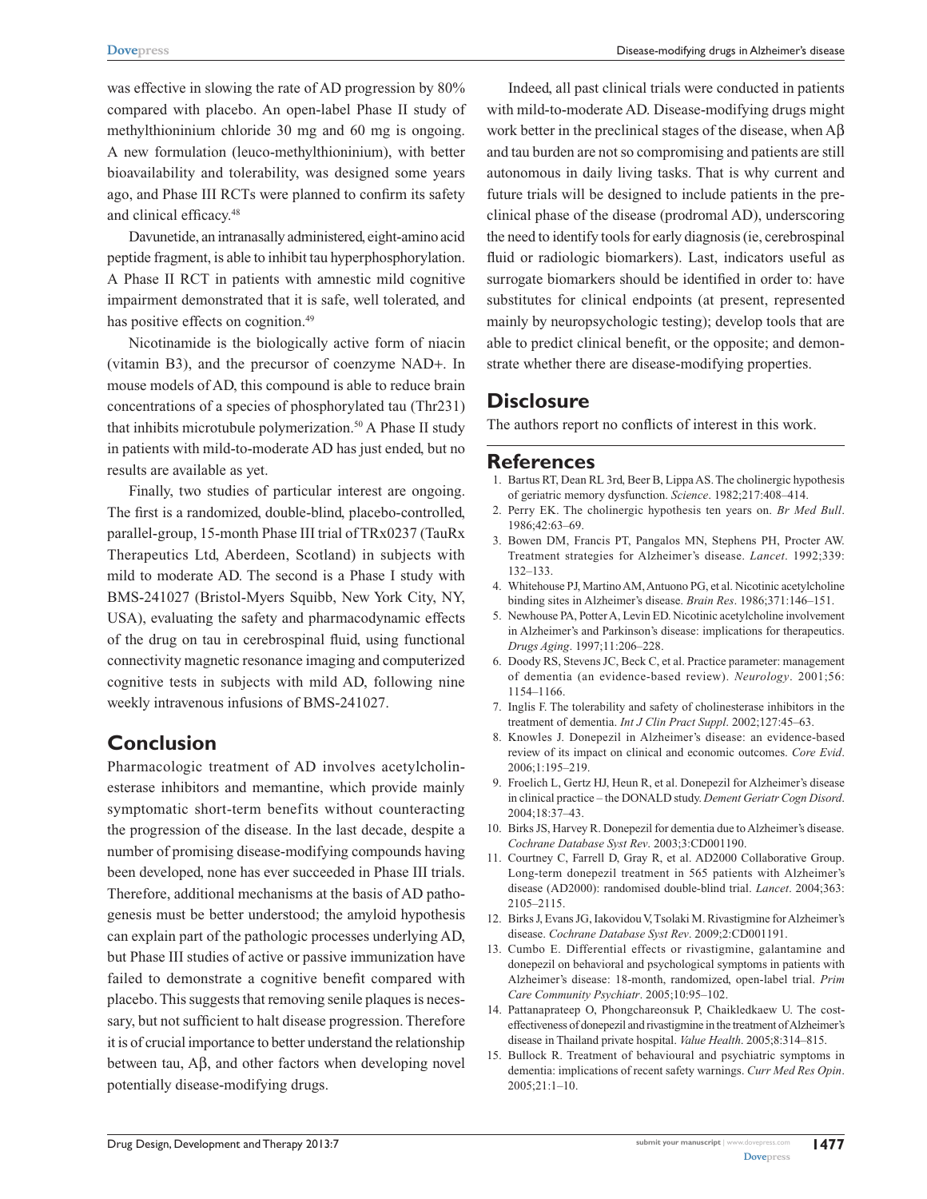was effective in slowing the rate of AD progression by 80% compared with placebo. An open-label Phase II study of methylthioninium chloride 30 mg and 60 mg is ongoing. A new formulation (leuco-methylthioninium), with better bioavailability and tolerability, was designed some years ago, and Phase III RCTs were planned to confirm its safety and clinical efficacy.[48]

Davunetide, an intranasally administered, eight-amino acid peptide fragment, is able to inhibit tau hyperphosphorylation. A Phase II RCT in patients with amnestic mild cognitive impairment demonstrated that it is safe, well tolerated, and has positive effects on cognition.[49]

Nicotinamide is the biologically active form of niacin (vitamin B3), and the precursor of coenzyme NAD+. In mouse models of AD, this compound is able to reduce brain concentrations of a species of phosphorylated tau (Thr231) that inhibits microtubule polymerization.[50] A Phase II study in patients with mild-to-moderate AD has just ended, but no results are available as yet.

Finally, two studies of particular interest are ongoing. The first is a randomized, double-blind, placebo-controlled, parallel-group, 15-month Phase III trial of TRx0237 (TauRx Therapeutics Ltd, Aberdeen, Scotland) in subjects with mild to moderate AD. The second is a Phase I study with BMS-241027 (Bristol-Myers Squibb, New York City, NY, USA), evaluating the safety and pharmacodynamic effects of the drug on tau in cerebrospinal fluid, using functional connectivity magnetic resonance imaging and computerized cognitive tests in subjects with mild AD, following nine weekly intravenous infusions of BMS-241027.

## Conclusion

Pharmacologic treatment of AD involves acetylcholinesterase inhibitors and memantine, which provide mainly symptomatic short-term benefits without counteracting the progression of the disease. In the last decade, despite a number of promising disease-modifying compounds having been developed, none has ever succeeded in Phase III trials. Therefore, additional mechanisms at the basis of AD pathogenesis must be better understood; the amyloid hypothesis can explain part of the pathologic processes underlying AD, but Phase III studies of active or passive immunization have failed to demonstrate a cognitive benefit compared with placebo. This suggests that removing senile plaques is necessary, but not sufficient to halt disease progression. Therefore it is of crucial importance to better understand the relationship between tau, Aβ, and other factors when developing novel potentially disease-modifying drugs.

Indeed, all past clinical trials were conducted in patients with mild-to-moderate AD. Disease-modifying drugs might work better in the preclinical stages of the disease, when Aβ and tau burden are not so compromising and patients are still autonomous in daily living tasks. That is why current and future trials will be designed to include patients in the preclinical phase of the disease (prodromal AD), underscoring the need to identify tools for early diagnosis (ie, cerebrospinal fluid or radiologic biomarkers). Last, indicators useful as surrogate biomarkers should be identified in order to: have substitutes for clinical endpoints (at present, represented mainly by neuropsychologic testing); develop tools that are able to predict clinical benefit, or the opposite; and demonstrate whether there are disease-modifying properties.

## Disclosure

The authors report no conflicts of interest in this work.

## References

1. Bartus RT, Dean RL 3rd, Beer B, Lippa AS. The cholinergic hypothesis of geriatric memory dysfunction. *Science*. 1982;217:408–414.
2. Perry EK. The cholinergic hypothesis ten years on. *Br Med Bull*. 1986;42:63–69.
3. Bowen DM, Francis PT, Pangalos MN, Stephens PH, Procter AW. Treatment strategies for Alzheimer's disease. *Lancet*. 1992;339:132–133.
4. Whitehouse PJ, Martino AM, Antuono PG, et al. Nicotinic acetylcholine binding sites in Alzheimer's disease. *Brain Res*. 1986;371:146–151.
5. Newhouse PA, Potter A, Levin ED. Nicotinic acetylcholine involvement in Alzheimer's and Parkinson's disease: implications for therapeutics. *Drugs Aging*. 1997;11:206–228.
6. Doody RS, Stevens JC, Beck C, et al. Practice parameter: management of dementia (an evidence-based review). *Neurology*. 2001;56:1154–1166.
7. Inglis F. The tolerability and safety of cholinesterase inhibitors in the treatment of dementia. *Int J Clin Pract Suppl*. 2002;127:45–63.
8. Knowles J. Donepezil in Alzheimer's disease: an evidence-based review of its impact on clinical and economic outcomes. *Core Evid*. 2006;1:195–219.
9. Froelich L, Gertz HJ, Heun R, et al. Donepezil for Alzheimer's disease in clinical practice – the DONALD study. *Dement Geriatr Cogn Disord*. 2004;18:37–43.
10. Birks JS, Harvey R. Donepezil for dementia due to Alzheimer's disease. *Cochrane Database Syst Rev*. 2003;3:CD001190.
11. Courtney C, Farrell D, Gray R, et al. AD2000 Collaborative Group. Long-term donepezil treatment in 565 patients with Alzheimer's disease (AD2000): randomised double-blind trial. *Lancet*. 2004;363:2105–2115.
12. Birks J, Evans JG, Iakovidou V, Tsolaki M. Rivastigmine for Alzheimer's disease. *Cochrane Database Syst Rev*. 2009;2:CD001191.
13. Cumbo E. Differential effects or rivastigmine, galantamine and donepezil on behavioral and psychological symptoms in patients with Alzheimer's disease: 18-month, randomized, open-label trial. *Prim Care Community Psychiatr*. 2005;10:95–102.
14. Pattanaprateep O, Phongchareonsuk P, Chaikledkaew U. The cost-effectiveness of donepezil and rivastigmine in the treatment of Alzheimer's disease in Thailand private hospital. *Value Health*. 2005;8:314–815.
15. Bullock R. Treatment of behavioural and psychiatric symptoms in dementia: implications of recent safety warnings. *Curr Med Res Opin*. 2005;21:1–10.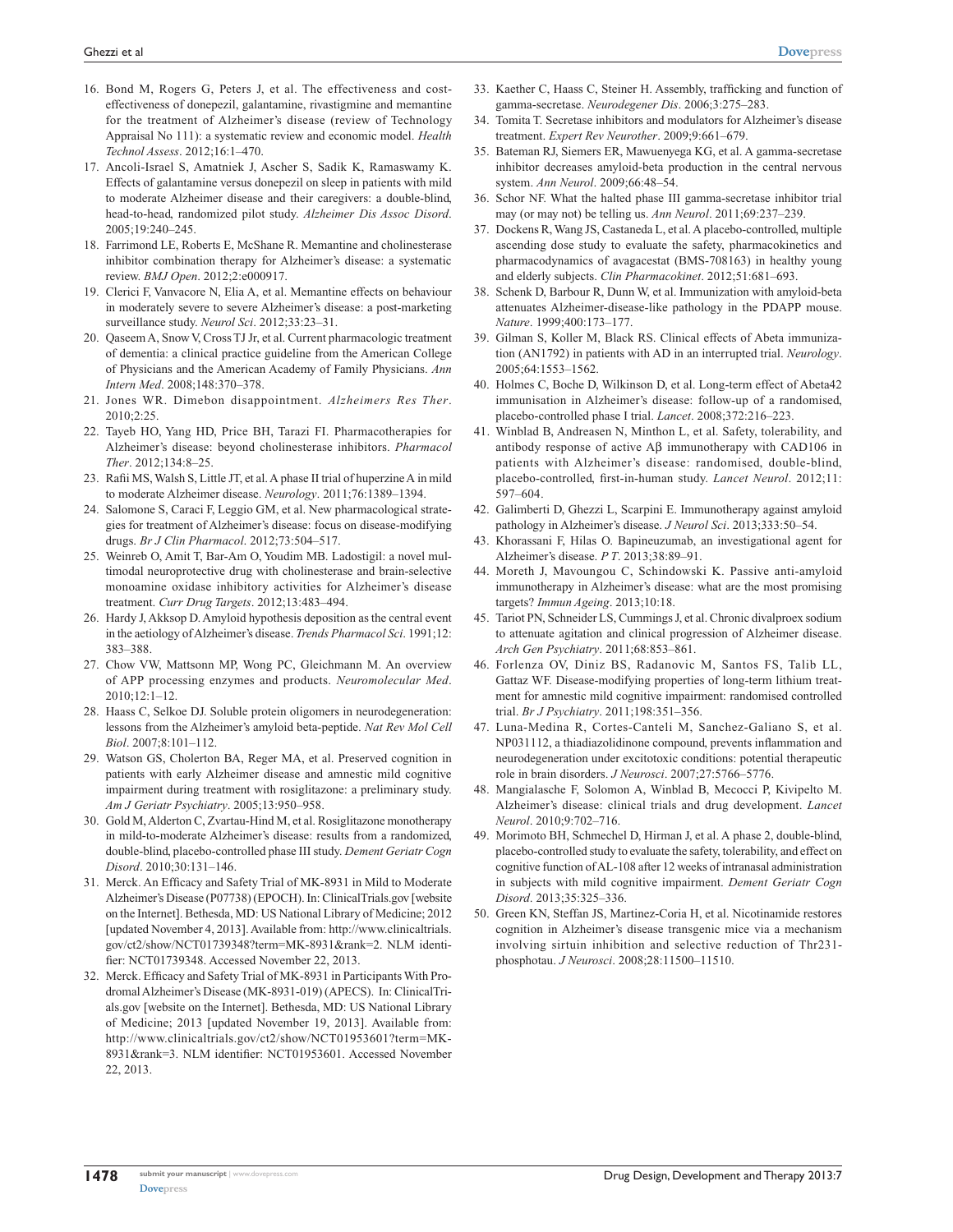16. Bond M, Rogers G, Peters J, et al. The effectiveness and cost-effectiveness of donepezil, galantamine, rivastigmine and memantine for the treatment of Alzheimer's disease (review of Technology Appraisal No 111): a systematic review and economic model. *Health Technol Assess*. 2012;16:1–470.
17. Ancoli-Israel S, Amatniek J, Ascher S, Sadik K, Ramaswamy K. Effects of galantamine versus donepezil on sleep in patients with mild to moderate Alzheimer disease and their caregivers: a double-blind, head-to-head, randomized pilot study. *Alzheimer Dis Assoc Disord*. 2005;19:240–245.
18. Farrimond LE, Roberts E, McShane R. Memantine and cholinesterase inhibitor combination therapy for Alzheimer's disease: a systematic review. *BMJ Open*. 2012;2:e000917.
19. Clerici F, Vanvacore N, Elia A, et al. Memantine effects on behaviour in moderately severe to severe Alzheimer's disease: a post-marketing surveillance study. *Neurol Sci*. 2012;33:23–31.
20. Qaseem A, Snow V, Cross TJ Jr, et al. Current pharmacologic treatment of dementia: a clinical practice guideline from the American College of Physicians and the American Academy of Family Physicians. *Ann Intern Med*. 2008;148:370–378.
21. Jones WR. Dimebon disappointment. *Alzheimers Res Ther*. 2010;2:25.
22. Tayeb HO, Yang HD, Price BH, Tarazi FI. Pharmacotherapies for Alzheimer's disease: beyond cholinesterase inhibitors. *Pharmacol Ther*. 2012;134:8–25.
23. Rafii MS, Walsh S, Little JT, et al. A phase II trial of huperzine A in mild to moderate Alzheimer disease. *Neurology*. 2011;76:1389–1394.
24. Salomone S, Caraci F, Leggio GM, et al. New pharmacological strategies for treatment of Alzheimer's disease: focus on disease-modifying drugs. *Br J Clin Pharmacol*. 2012;73:504–517.
25. Weinreb O, Amit T, Bar-Am O, Youdim MB. Ladostigil: a novel multimodal neuroprotective drug with cholinesterase and brain-selective monoamine oxidase inhibitory activities for Alzheimer's disease treatment. *Curr Drug Targets*. 2012;13:483–494.
26. Hardy J, Akksop D. Amyloid hypothesis deposition as the central event in the aetiology of Alzheimer's disease. *Trends Pharmacol Sci*. 1991;12: 383–388.
27. Chow VW, Mattsonn MP, Wong PC, Gleichmann M. An overview of APP processing enzymes and products. *Neuromolecular Med*. 2010;12:1–12.
28. Haass C, Selkoe DJ. Soluble protein oligomers in neurodegeneration: lessons from the Alzheimer's amyloid beta-peptide. *Nat Rev Mol Cell Biol*. 2007;8:101–112.
29. Watson GS, Cholerton BA, Reger MA, et al. Preserved cognition in patients with early Alzheimer disease and amnestic mild cognitive impairment during treatment with rosiglitazone: a preliminary study. *Am J Geriatr Psychiatry*. 2005;13:950–958.
30. Gold M, Alderton C, Zvartau-Hind M, et al. Rosiglitazone monotherapy in mild-to-moderate Alzheimer's disease: results from a randomized, double-blind, placebo-controlled phase III study. *Dement Geriatr Cogn Disord*. 2010;30:131–146.
31. Merck. An Efficacy and Safety Trial of MK-8931 in Mild to Moderate Alzheimer's Disease (P07738) (EPOCH). In: ClinicalTrials.gov [website on the Internet]. Bethesda, MD: US National Library of Medicine; 2012 [updated November 4, 2013]. Available from: http://www.clinicaltrials.gov/ct2/show/NCT01739348?term=MK-8931&rank=2. NLM identifier: NCT01739348. Accessed November 22, 2013.
32. Merck. Efficacy and Safety Trial of MK-8931 in Participants With Prodromal Alzheimer's Disease (MK-8931-019) (APECS). In: ClinicalTrials.gov [website on the Internet]. Bethesda, MD: US National Library of Medicine; 2013 [updated November 19, 2013]. Available from: http://www.clinicaltrials.gov/ct2/show/NCT01953601?term=MK-8931&rank=3. NLM identifier: NCT01953601. Accessed November 22, 2013.
33. Kaether C, Haass C, Steiner H. Assembly, trafficking and function of gamma-secretase. *Neurodegener Dis*. 2006;3:275–283.
34. Tomita T. Secretase inhibitors and modulators for Alzheimer's disease treatment. *Expert Rev Neurother*. 2009;9:661–679.
35. Bateman RJ, Siemers ER, Mawuenyega KG, et al. A gamma-secretase inhibitor decreases amyloid-beta production in the central nervous system. *Ann Neurol*. 2009;66:48–54.
36. Schor NF. What the halted phase III gamma-secretase inhibitor trial may (or may not) be telling us. *Ann Neurol*. 2011;69:237–239.
37. Dockens R, Wang JS, Castaneda L, et al. A placebo-controlled, multiple ascending dose study to evaluate the safety, pharmacokinetics and pharmacodynamics of avagacestat (BMS-708163) in healthy young and elderly subjects. *Clin Pharmacokinet*. 2012;51:681–693.
38. Schenk D, Barbour R, Dunn W, et al. Immunization with amyloid-beta attenuates Alzheimer-disease-like pathology in the PDAPP mouse. *Nature*. 1999;400:173–177.
39. Gilman S, Koller M, Black RS. Clinical effects of Abeta immunization (AN1792) in patients with AD in an interrupted trial. *Neurology*. 2005;64:1553–1562.
40. Holmes C, Boche D, Wilkinson D, et al. Long-term effect of Abeta42 immunisation in Alzheimer's disease: follow-up of a randomised, placebo-controlled phase I trial. *Lancet*. 2008;372:216–223.
41. Winblad B, Andreasen N, Minthon L, et al. Safety, tolerability, and antibody response of active Aβ immunotherapy with CAD106 in patients with Alzheimer's disease: randomised, double-blind, placebo-controlled, first-in-human study. *Lancet Neurol*. 2012;11: 597–604.
42. Galimberti D, Ghezzi L, Scarpini E. Immunotherapy against amyloid pathology in Alzheimer's disease. *J Neurol Sci*. 2013;333:50–54.
43. Khorassani F, Hilas O. Bapineuzumab, an investigational agent for Alzheimer's disease. *P T*. 2013;38:89–91.
44. Moreth J, Mavoungou C, Schindowski K. Passive anti-amyloid immunotherapy in Alzheimer's disease: what are the most promising targets? *Immun Ageing*. 2013;10:18.
45. Tariot PN, Schneider LS, Cummings J, et al. Chronic divalproex sodium to attenuate agitation and clinical progression of Alzheimer disease. *Arch Gen Psychiatry*. 2011;68:853–861.
46. Forlenza OV, Diniz BS, Radanovic M, Santos FS, Talib LL, Gattaz WF. Disease-modifying properties of long-term lithium treatment for amnestic mild cognitive impairment: randomised controlled trial. *Br J Psychiatry*. 2011;198:351–356.
47. Luna-Medina R, Cortes-Canteli M, Sanchez-Galiano S, et al. NP031112, a thiadiazolidinone compound, prevents inflammation and neurodegeneration under excitotoxic conditions: potential therapeutic role in brain disorders. *J Neurosci*. 2007;27:5766–5776.
48. Mangialasche F, Solomon A, Winblad B, Mecocci P, Kivipelto M. Alzheimer's disease: clinical trials and drug development. *Lancet Neurol*. 2010;9:702–716.
49. Morimoto BH, Schmechel D, Hirman J, et al. A phase 2, double-blind, placebo-controlled study to evaluate the safety, tolerability, and effect on cognitive function of AL-108 after 12 weeks of intranasal administration in subjects with mild cognitive impairment. *Dement Geriatr Cogn Disord*. 2013;35:325–336.
50. Green KN, Steffan JS, Martinez-Coria H, et al. Nicotinamide restores cognition in Alzheimer's disease transgenic mice via a mechanism involving sirtuin inhibition and selective reduction of Thr231-phosphotau. *J Neurosci*. 2008;28:11500–11510.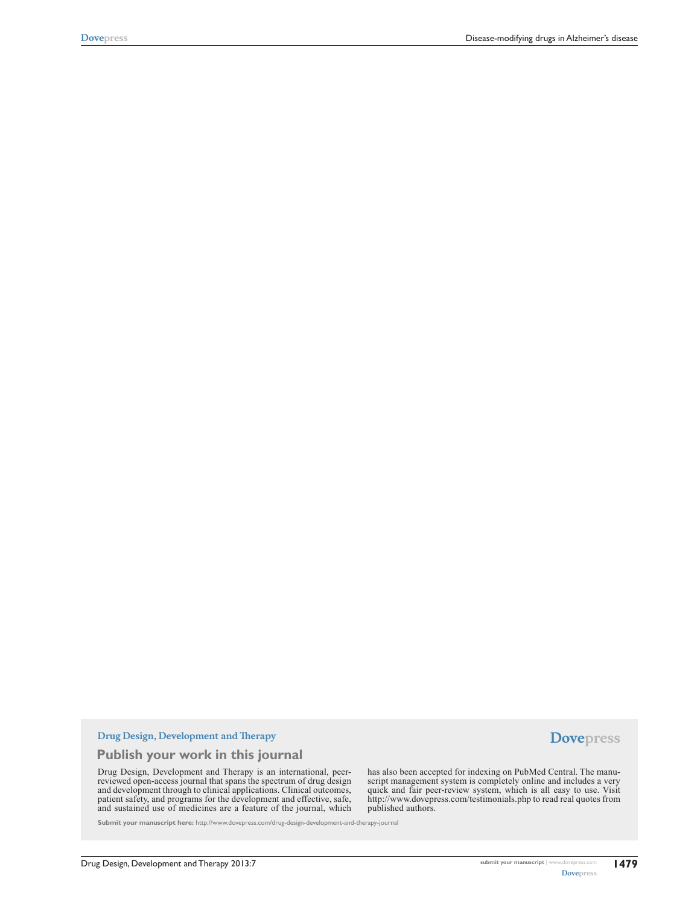**Drug Design, Development and Therapy**

**Dovepress**

## Publish your work in this journal

Drug Design, Development and Therapy is an international, peer-reviewed open-access journal that spans the spectrum of drug design and development through to clinical applications. Clinical outcomes, patient safety, and programs for the development and effective, safe, and sustained use of medicines are a feature of the journal, which has also been accepted for indexing on PubMed Central. The manuscript management system is completely online and includes a very quick and fair peer-review system, which is all easy to use. Visit http://www.dovepress.com/testimonials.php to read real quotes from published authors.

**Submit your manuscript here:** http://www.dovepress.com/drug-design-development-and-therapy-journal